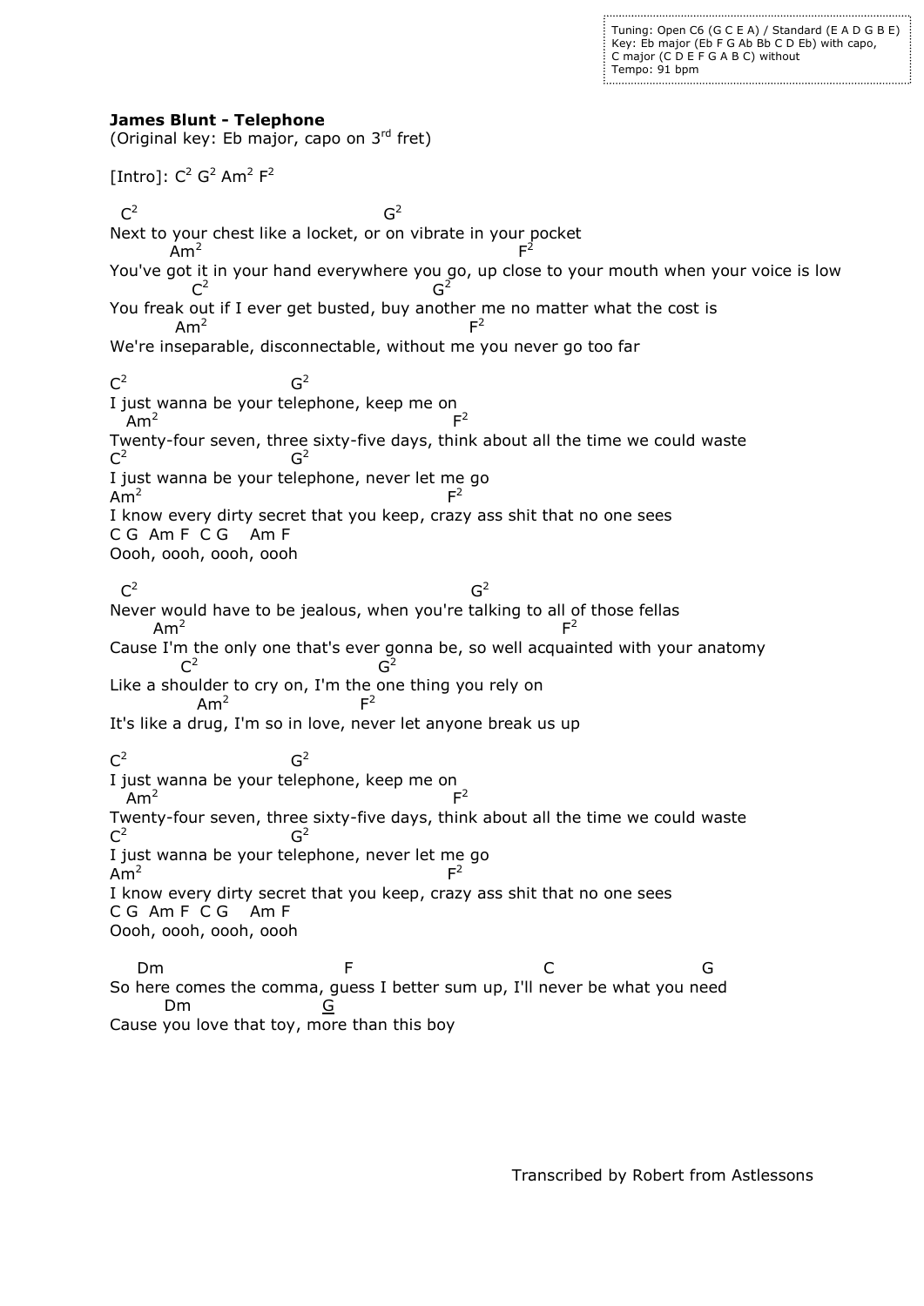Tuning: Open C6 (G C E A) / Standard (E A D G B E)
Key: Eb major (Eb F G Ab Bb C D Eb) with capo,
C major (C D E F G A B C) without
Tempo: 91 bpm

**James Blunt - Telephone**
(Original key: Eb major, capo on 3rd fret)

[Intro]: C2 G2 Am2 F2

```
  C2                            G2
Next to your chest like a locket, or on vibrate in your pocket
        Am2                                        F2
You've got it in your hand everywhere you go, up close to your mouth when your voice is low
            C2                             G2
You freak out if I ever get busted, buy another me no matter what the cost is
         Am2                                  F2
We're inseparable, disconnectable, without me you never go too far

C2                       G2
I just wanna be your telephone, keep me on
   Am2                                    F2
Twenty-four seven, three sixty-five days, think about all the time we could waste
C2                       G2
I just wanna be your telephone, never let me go
Am2                                       F2
I know every dirty secret that you keep, crazy ass shit that no one sees
C G  Am F  C G    Am F
Oooh, oooh, oooh, oooh

  C2                                          G2
Never would have to be jealous, when you're talking to all of those fellas
      Am2                                               F2
Cause I'm the only one that's ever gonna be, so well acquainted with your anatomy
        C2                  G2
Like a shoulder to cry on, I'm the one thing you rely on
            Am2          F2
It's like a drug, I'm so in love, never let anyone break us up

C2                       G2
I just wanna be your telephone, keep me on
   Am2                                    F2
Twenty-four seven, three sixty-five days, think about all the time we could waste
C2                       G2
I just wanna be your telephone, never let me go
Am2                                       F2
I know every dirty secret that you keep, crazy ass shit that no one sees
C G  Am F  C G    Am F
Oooh, oooh, oooh, oooh

     Dm                         F                        C                      G
So here comes the comma, guess I better sum up, I'll never be what you need
         Dm             G
Cause you love that toy, more than this boy
```

Transcribed by Robert from Astlessons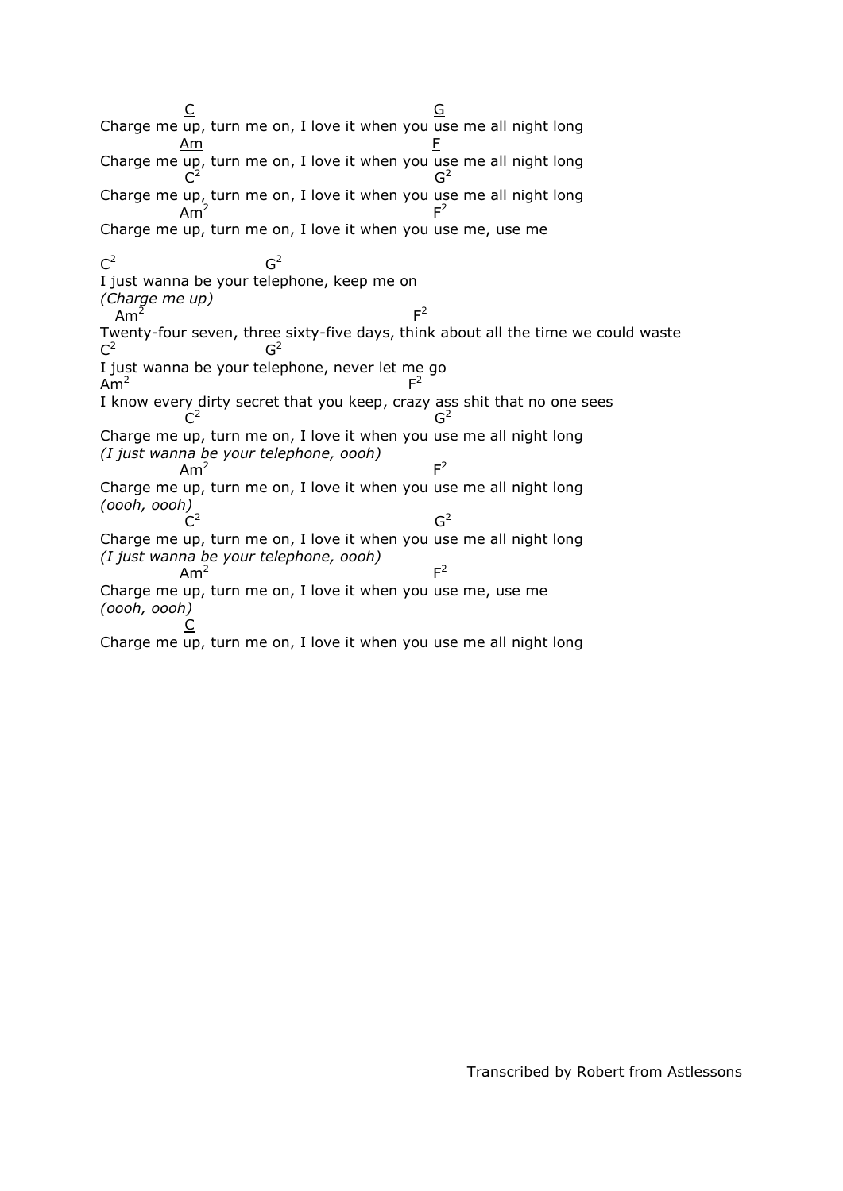```
           C                                   G
Charge me up, turn me on, I love it when you use me all night long
          Am                                  F
Charge me up, turn me on, I love it when you use me all night long
           C2                                  G2
Charge me up, turn me on, I love it when you use me all night long
          Am2                                 F2
Charge me up, turn me on, I love it when you use me, use me

C2                      G2
I just wanna be your telephone, keep me on
(Charge me up)
  Am2                                      F2
Twenty-four seven, three sixty-five days, think about all the time we could waste
C2                      G2
I just wanna be your telephone, never let me go
Am2                                     F2
I know every dirty secret that you keep, crazy ass shit that no one sees
           C2                                  G2
Charge me up, turn me on, I love it when you use me all night long
(I just wanna be your telephone, oooh)
          Am2                                 F2
Charge me up, turn me on, I love it when you use me all night long
(oooh, oooh)
           C2                                  G2
Charge me up, turn me on, I love it when you use me all night long
(I just wanna be your telephone, oooh)
          Am2                                 F2
Charge me up, turn me on, I love it when you use me, use me
(oooh, oooh)
           C
Charge me up, turn me on, I love it when you use me all night long
```

Transcribed by Robert from Astlessons